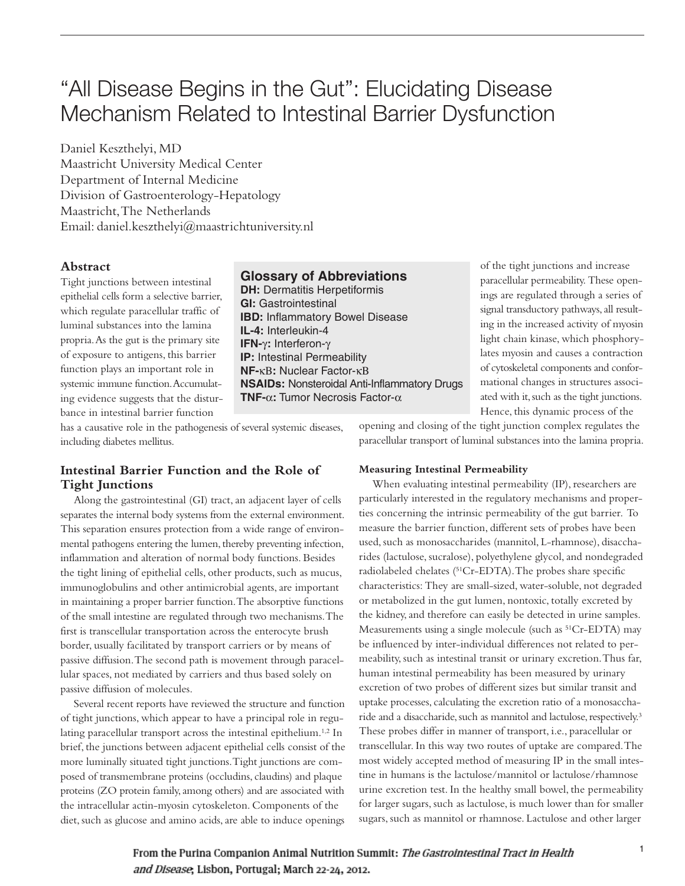# "All Disease Begins in the Gut": Elucidating Disease Mechanism Related to Intestinal Barrier Dysfunction

Daniel Keszthelyi, MD
Maastricht University Medical Center
Department of Internal Medicine
Division of Gastroenterology-Hepatology
Maastricht, The Netherlands
Email: daniel.keszthelyi@maastrichtuniversity.nl

## Abstract

Tight junctions between intestinal epithelial cells form a selective barrier, which regulate paracellular traffic of luminal substances into the lamina propria. As the gut is the primary site of exposure to antigens, this barrier function plays an important role in systemic immune function. Accumulating evidence suggests that the disturbance in intestinal barrier function has a causative role in the pathogenesis of several systemic diseases, including diabetes mellitus.

**Glossary of Abbreviations**

**DH:** Dermatitis Herpetiformis
**GI:** Gastrointestinal
**IBD:** Inflammatory Bowel Disease
**IL-4:** Interleukin-4
**IFN-γ:** Interferon-γ
**IP:** Intestinal Permeability
**NF-κB:** Nuclear Factor-κB
**NSAIDs:** Nonsteroidal Anti-Inflammatory Drugs
**TNF-α:** Tumor Necrosis Factor-α

## Intestinal Barrier Function and the Role of Tight Junctions

Along the gastrointestinal (GI) tract, an adjacent layer of cells separates the internal body systems from the external environment. This separation ensures protection from a wide range of environmental pathogens entering the lumen, thereby preventing infection, inflammation and alteration of normal body functions. Besides the tight lining of epithelial cells, other products, such as mucus, immunoglobulins and other antimicrobial agents, are important in maintaining a proper barrier function. The absorptive functions of the small intestine are regulated through two mechanisms. The first is transcellular transportation across the enterocyte brush border, usually facilitated by transport carriers or by means of passive diffusion. The second path is movement through paracellular spaces, not mediated by carriers and thus based solely on passive diffusion of molecules.

Several recent reports have reviewed the structure and function of tight junctions, which appear to have a principal role in regulating paracellular transport across the intestinal epithelium.[1,2] In brief, the junctions between adjacent epithelial cells consist of the more luminally situated tight junctions. Tight junctions are composed of transmembrane proteins (occludins, claudins) and plaque proteins (ZO protein family, among others) and are associated with the intracellular actin-myosin cytoskeleton. Components of the diet, such as glucose and amino acids, are able to induce openings of the tight junctions and increase paracellular permeability. These openings are regulated through a series of signal transductory pathways, all resulting in the increased activity of myosin light chain kinase, which phosphorylates myosin and causes a contraction of cytoskeletal components and conformational changes in structures associated with it, such as the tight junctions. Hence, this dynamic process of the opening and closing of the tight junction complex regulates the paracellular transport of luminal substances into the lamina propria.

### Measuring Intestinal Permeability

When evaluating intestinal permeability (IP), researchers are particularly interested in the regulatory mechanisms and properties concerning the intrinsic permeability of the gut barrier. To measure the barrier function, different sets of probes have been used, such as monosaccharides (mannitol, L-rhamnose), disaccharides (lactulose, sucralose), polyethylene glycol, and nondegraded radiolabeled chelates ($^{51}$Cr-EDTA). The probes share specific characteristics: They are small-sized, water-soluble, not degraded or metabolized in the gut lumen, nontoxic, totally excreted by the kidney, and therefore can easily be detected in urine samples. Measurements using a single molecule (such as $^{51}$Cr-EDTA) may be influenced by inter-individual differences not related to permeability, such as intestinal transit or urinary excretion. Thus far, human intestinal permeability has been measured by urinary excretion of two probes of different sizes but similar transit and uptake processes, calculating the excretion ratio of a monosaccharide and a disaccharide, such as mannitol and lactulose, respectively.[3] These probes differ in manner of transport, i.e., paracellular or transcellular. In this way two routes of uptake are compared. The most widely accepted method of measuring IP in the small intestine in humans is the lactulose/mannitol or lactulose/rhamnose urine excretion test. In the healthy small bowel, the permeability for larger sugars, such as lactulose, is much lower than for smaller sugars, such as mannitol or rhamnose. Lactulose and other larger

From the Purina Companion Animal Nutrition Summit: *The Gastrointestinal Tract in Health and Disease*; Lisbon, Portugal; March 22-24, 2012.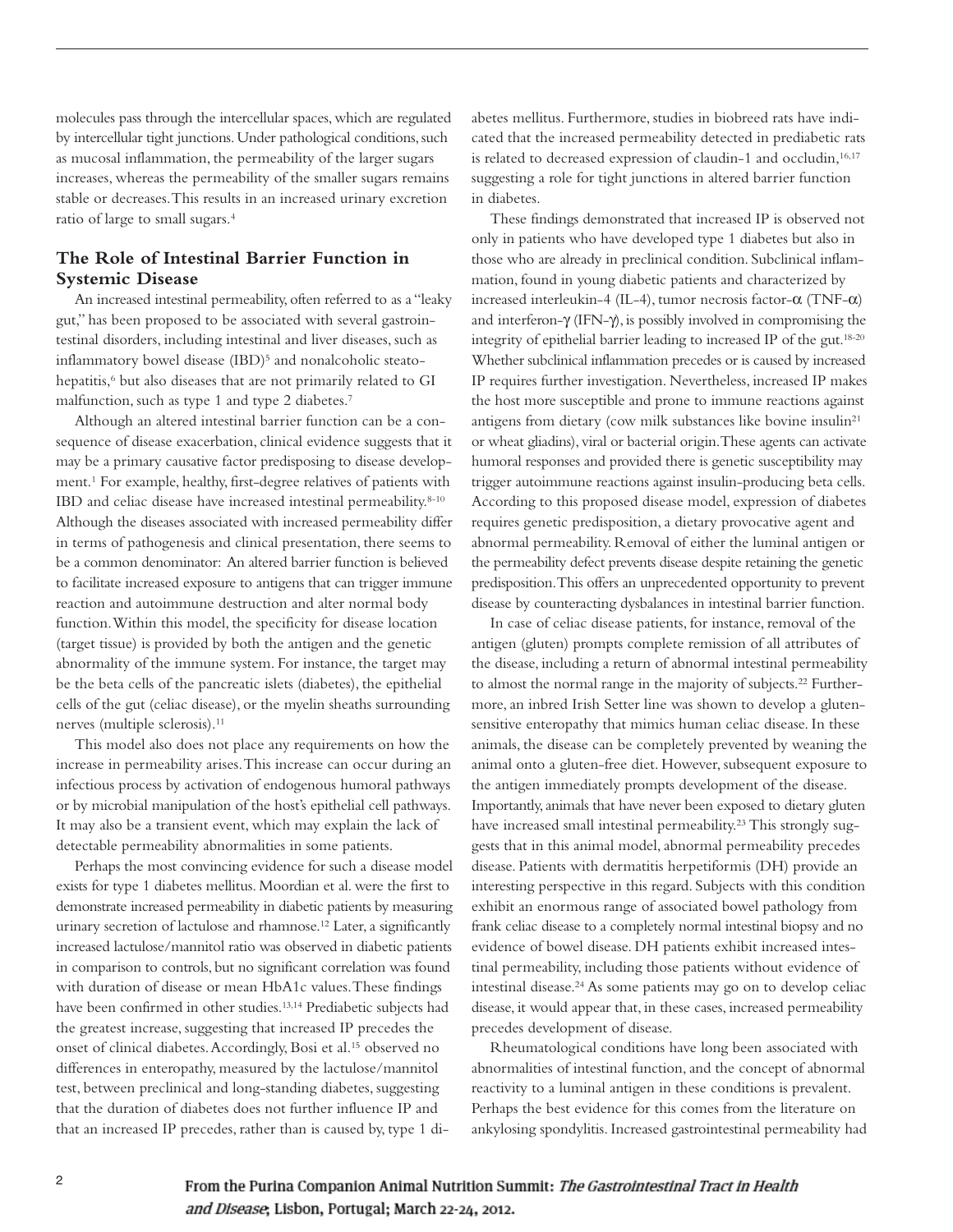molecules pass through the intercellular spaces, which are regulated by intercellular tight junctions. Under pathological conditions, such as mucosal inflammation, the permeability of the larger sugars increases, whereas the permeability of the smaller sugars remains stable or decreases. This results in an increased urinary excretion ratio of large to small sugars.[4]

## The Role of Intestinal Barrier Function in Systemic Disease

An increased intestinal permeability, often referred to as a "leaky gut," has been proposed to be associated with several gastrointestinal disorders, including intestinal and liver diseases, such as inflammatory bowel disease (IBD)[5] and nonalcoholic steatohepatitis,[6] but also diseases that are not primarily related to GI malfunction, such as type 1 and type 2 diabetes.[7]

Although an altered intestinal barrier function can be a consequence of disease exacerbation, clinical evidence suggests that it may be a primary causative factor predisposing to disease development.[1] For example, healthy, first-degree relatives of patients with IBD and celiac disease have increased intestinal permeability.[8-10] Although the diseases associated with increased permeability differ in terms of pathogenesis and clinical presentation, there seems to be a common denominator: An altered barrier function is believed to facilitate increased exposure to antigens that can trigger immune reaction and autoimmune destruction and alter normal body function. Within this model, the specificity for disease location (target tissue) is provided by both the antigen and the genetic abnormality of the immune system. For instance, the target may be the beta cells of the pancreatic islets (diabetes), the epithelial cells of the gut (celiac disease), or the myelin sheaths surrounding nerves (multiple sclerosis).[11]

This model also does not place any requirements on how the increase in permeability arises. This increase can occur during an infectious process by activation of endogenous humoral pathways or by microbial manipulation of the host's epithelial cell pathways. It may also be a transient event, which may explain the lack of detectable permeability abnormalities in some patients.

Perhaps the most convincing evidence for such a disease model exists for type 1 diabetes mellitus. Moordian et al. were the first to demonstrate increased permeability in diabetic patients by measuring urinary secretion of lactulose and rhamnose.[12] Later, a significantly increased lactulose/mannitol ratio was observed in diabetic patients in comparison to controls, but no significant correlation was found with duration of disease or mean HbA1c values. These findings have been confirmed in other studies.[13,14] Prediabetic subjects had the greatest increase, suggesting that increased IP precedes the onset of clinical diabetes. Accordingly, Bosi et al.[15] observed no differences in enteropathy, measured by the lactulose/mannitol test, between preclinical and long-standing diabetes, suggesting that the duration of diabetes does not further influence IP and that an increased IP precedes, rather than is caused by, type 1 diabetes mellitus. Furthermore, studies in biobreed rats have indicated that the increased permeability detected in prediabetic rats is related to decreased expression of claudin-1 and occludin,[16,17] suggesting a role for tight junctions in altered barrier function in diabetes.

These findings demonstrated that increased IP is observed not only in patients who have developed type 1 diabetes but also in those who are already in preclinical condition. Subclinical inflammation, found in young diabetic patients and characterized by increased interleukin-4 (IL-4), tumor necrosis factor-$\alpha$ (TNF-$\alpha$) and interferon-$\gamma$ (IFN-$\gamma$), is possibly involved in compromising the integrity of epithelial barrier leading to increased IP of the gut.[18-20] Whether subclinical inflammation precedes or is caused by increased IP requires further investigation. Nevertheless, increased IP makes the host more susceptible and prone to immune reactions against antigens from dietary (cow milk substances like bovine insulin[21] or wheat gliadins), viral or bacterial origin. These agents can activate humoral responses and provided there is genetic susceptibility may trigger autoimmune reactions against insulin-producing beta cells. According to this proposed disease model, expression of diabetes requires genetic predisposition, a dietary provocative agent and abnormal permeability. Removal of either the luminal antigen or the permeability defect prevents disease despite retaining the genetic predisposition. This offers an unprecedented opportunity to prevent disease by counteracting dysbalances in intestinal barrier function.

In case of celiac disease patients, for instance, removal of the antigen (gluten) prompts complete remission of all attributes of the disease, including a return of abnormal intestinal permeability to almost the normal range in the majority of subjects.[22] Furthermore, an inbred Irish Setter line was shown to develop a gluten-sensitive enteropathy that mimics human celiac disease. In these animals, the disease can be completely prevented by weaning the animal onto a gluten-free diet. However, subsequent exposure to the antigen immediately prompts development of the disease. Importantly, animals that have never been exposed to dietary gluten have increased small intestinal permeability.[23] This strongly suggests that in this animal model, abnormal permeability precedes disease. Patients with dermatitis herpetiformis (DH) provide an interesting perspective in this regard. Subjects with this condition exhibit an enormous range of associated bowel pathology from frank celiac disease to a completely normal intestinal biopsy and no evidence of bowel disease. DH patients exhibit increased intestinal permeability, including those patients without evidence of intestinal disease.[24] As some patients may go on to develop celiac disease, it would appear that, in these cases, increased permeability precedes development of disease.

Rheumatological conditions have long been associated with abnormalities of intestinal function, and the concept of abnormal reactivity to a luminal antigen in these conditions is prevalent. Perhaps the best evidence for this comes from the literature on ankylosing spondylitis. Increased gastrointestinal permeability had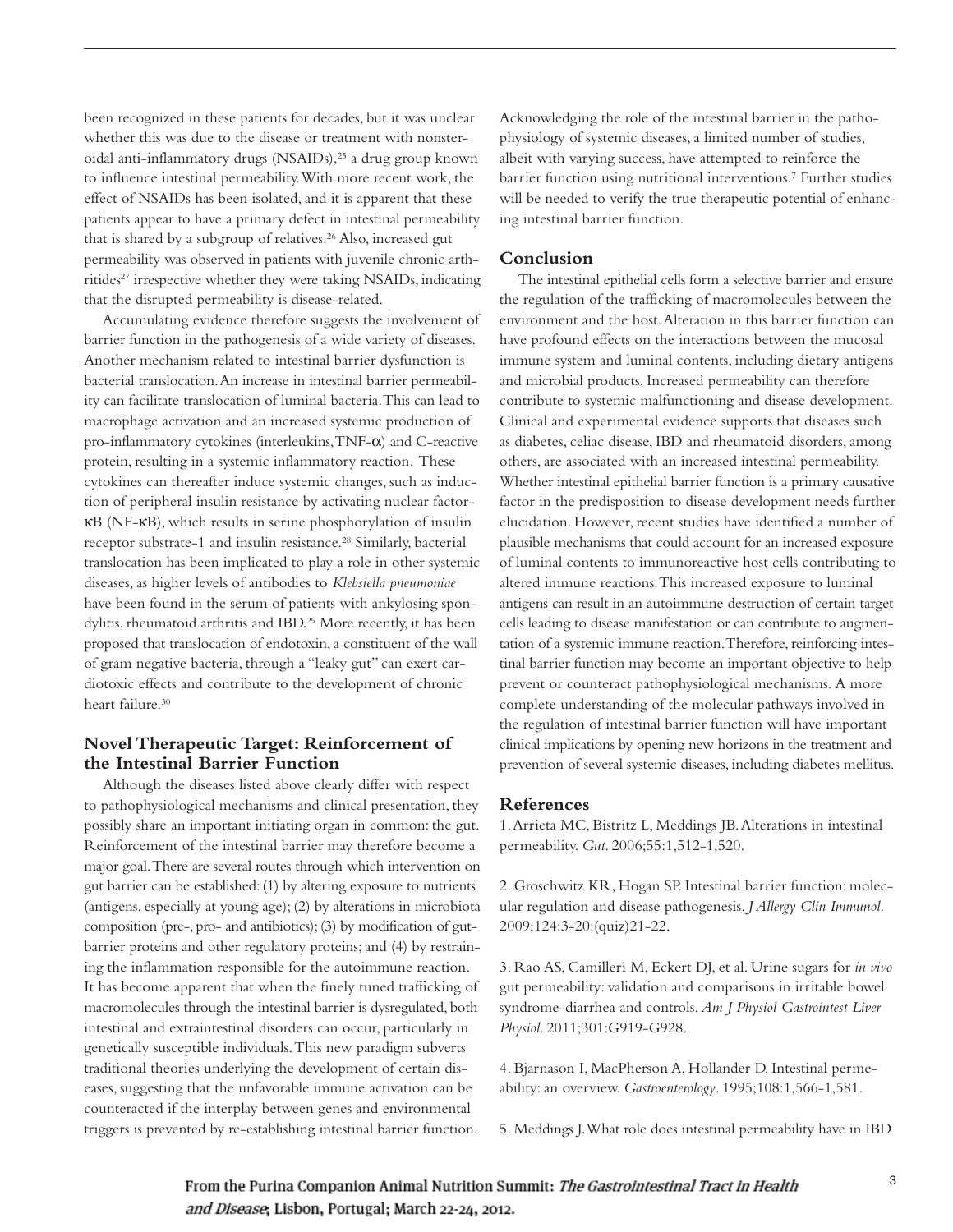been recognized in these patients for decades, but it was unclear whether this was due to the disease or treatment with nonsteroidal anti-inflammatory drugs (NSAIDs),[25] a drug group known to influence intestinal permeability. With more recent work, the effect of NSAIDs has been isolated, and it is apparent that these patients appear to have a primary defect in intestinal permeability that is shared by a subgroup of relatives.[26] Also, increased gut permeability was observed in patients with juvenile chronic arthritides[27] irrespective whether they were taking NSAIDs, indicating that the disrupted permeability is disease-related.

Accumulating evidence therefore suggests the involvement of barrier function in the pathogenesis of a wide variety of diseases. Another mechanism related to intestinal barrier dysfunction is bacterial translocation. An increase in intestinal barrier permeability can facilitate translocation of luminal bacteria. This can lead to macrophage activation and an increased systemic production of pro-inflammatory cytokines (interleukins, TNF-α) and C-reactive protein, resulting in a systemic inflammatory reaction. These cytokines can thereafter induce systemic changes, such as induction of peripheral insulin resistance by activating nuclear factor-κB (NF-κB), which results in serine phosphorylation of insulin receptor substrate-1 and insulin resistance.[28] Similarly, bacterial translocation has been implicated to play a role in other systemic diseases, as higher levels of antibodies to *Klebsiella pneumoniae* have been found in the serum of patients with ankylosing spondylitis, rheumatoid arthritis and IBD.[29] More recently, it has been proposed that translocation of endotoxin, a constituent of the wall of gram negative bacteria, through a "leaky gut" can exert cardiotoxic effects and contribute to the development of chronic heart failure.[30]

## Novel Therapeutic Target: Reinforcement of the Intestinal Barrier Function

Although the diseases listed above clearly differ with respect to pathophysiological mechanisms and clinical presentation, they possibly share an important initiating organ in common: the gut. Reinforcement of the intestinal barrier may therefore become a major goal. There are several routes through which intervention on gut barrier can be established: (1) by altering exposure to nutrients (antigens, especially at young age); (2) by alterations in microbiota composition (pre-, pro- and antibiotics); (3) by modification of gut-barrier proteins and other regulatory proteins; and (4) by restraining the inflammation responsible for the autoimmune reaction. It has become apparent that when the finely tuned trafficking of macromolecules through the intestinal barrier is dysregulated, both intestinal and extraintestinal disorders can occur, particularly in genetically susceptible individuals. This new paradigm subverts traditional theories underlying the development of certain diseases, suggesting that the unfavorable immune activation can be counteracted if the interplay between genes and environmental triggers is prevented by re-establishing intestinal barrier function.

Acknowledging the role of the intestinal barrier in the pathophysiology of systemic diseases, a limited number of studies, albeit with varying success, have attempted to reinforce the barrier function using nutritional interventions.[7] Further studies will be needed to verify the true therapeutic potential of enhancing intestinal barrier function.

## Conclusion

The intestinal epithelial cells form a selective barrier and ensure the regulation of the trafficking of macromolecules between the environment and the host. Alteration in this barrier function can have profound effects on the interactions between the mucosal immune system and luminal contents, including dietary antigens and microbial products. Increased permeability can therefore contribute to systemic malfunctioning and disease development. Clinical and experimental evidence supports that diseases such as diabetes, celiac disease, IBD and rheumatoid disorders, among others, are associated with an increased intestinal permeability. Whether intestinal epithelial barrier function is a primary causative factor in the predisposition to disease development needs further elucidation. However, recent studies have identified a number of plausible mechanisms that could account for an increased exposure of luminal contents to immunoreactive host cells contributing to altered immune reactions. This increased exposure to luminal antigens can result in an autoimmune destruction of certain target cells leading to disease manifestation or can contribute to augmentation of a systemic immune reaction. Therefore, reinforcing intestinal barrier function may become an important objective to help prevent or counteract pathophysiological mechanisms. A more complete understanding of the molecular pathways involved in the regulation of intestinal barrier function will have important clinical implications by opening new horizons in the treatment and prevention of several systemic diseases, including diabetes mellitus.

## References

1. Arrieta MC, Bistritz L, Meddings JB. Alterations in intestinal permeability. *Gut*. 2006;55:1,512-1,520.

2. Groschwitz KR, Hogan SP. Intestinal barrier function: molecular regulation and disease pathogenesis. *J Allergy Clin Immunol*. 2009;124:3-20:(quiz)21-22.

3. Rao AS, Camilleri M, Eckert DJ, et al. Urine sugars for *in vivo* gut permeability: validation and comparisons in irritable bowel syndrome-diarrhea and controls. *Am J Physiol Gastrointest Liver Physiol*. 2011;301:G919-G928.

4. Bjarnason I, MacPherson A, Hollander D. Intestinal permeability: an overview. *Gastroenterology*. 1995;108:1,566-1,581.

5. Meddings J. What role does intestinal permeability have in IBD

From the Purina Companion Animal Nutrition Summit: *The Gastrointestinal Tract in Health and Disease*; Lisbon, Portugal; March 22-24, 2012.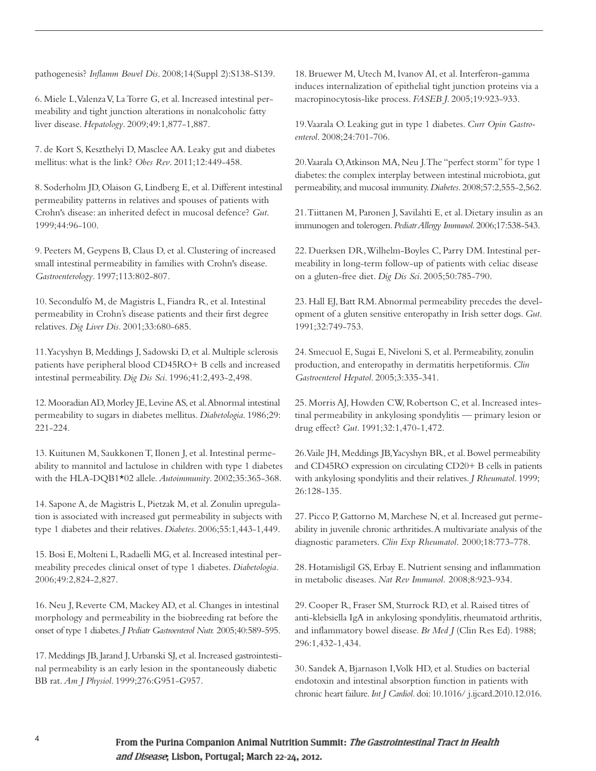pathogenesis? *Inflamm Bowel Dis*. 2008;14(Suppl 2):S138-S139.

6. Miele L, Valenza V, La Torre G, et al. Increased intestinal permeability and tight junction alterations in nonalcoholic fatty liver disease. *Hepatology*. 2009;49:1,877-1,887.

7. de Kort S, Keszthelyi D, Masclee AA. Leaky gut and diabetes mellitus: what is the link? *Obes Rev*. 2011;12:449-458.

8. Soderholm JD, Olaison G, Lindberg E, et al. Different intestinal permeability patterns in relatives and spouses of patients with Crohn's disease: an inherited defect in mucosal defence? *Gut*. 1999;44:96-100.

9. Peeters M, Geypens B, Claus D, et al. Clustering of increased small intestinal permeability in families with Crohn's disease. *Gastroenterology*. 1997;113:802-807.

10. Secondulfo M, de Magistris L, Fiandra R, et al. Intestinal permeability in Crohn's disease patients and their first degree relatives. *Dig Liver Dis*. 2001;33:680-685.

11. Yacyshyn B, Meddings J, Sadowski D, et al. Multiple sclerosis patients have peripheral blood CD45RO+ B cells and increased intestinal permeability. *Dig Dis Sci*. 1996;41:2,493-2,498.

12. Mooradian AD, Morley JE, Levine AS, et al. Abnormal intestinal permeability to sugars in diabetes mellitus. *Diabetologia*. 1986;29: 221-224.

13. Kuitunen M, Saukkonen T, Ilonen J, et al. Intestinal permeability to mannitol and lactulose in children with type 1 diabetes with the HLA-DQB1*02 allele. *Autoimmunity*. 2002;35:365-368.

14. Sapone A, de Magistris L, Pietzak M, et al. Zonulin upregulation is associated with increased gut permeability in subjects with type 1 diabetes and their relatives. *Diabetes*. 2006;55:1,443-1,449.

15. Bosi E, Molteni L, Radaelli MG, et al. Increased intestinal permeability precedes clinical onset of type 1 diabetes. *Diabetologia*. 2006;49:2,824-2,827.

16. Neu J, Reverte CM, Mackey AD, et al. Changes in intestinal morphology and permeability in the biobreeding rat before the onset of type 1 diabetes. *J Pediatr Gastroenterol Nutr.* 2005;40:589-595.

17. Meddings JB, Jarand J, Urbanski SJ, et al. Increased gastrointestinal permeability is an early lesion in the spontaneously diabetic BB rat. *Am J Physiol*. 1999;276:G951-G957.

18. Bruewer M, Utech M, Ivanov AI, et al. Interferon-gamma induces internalization of epithelial tight junction proteins via a macropinocytosis-like process. *FASEB J*. 2005;19:923-933.

19. Vaarala O. Leaking gut in type 1 diabetes. *Curr Opin Gastroenterol*. 2008;24:701-706.

20. Vaarala O, Atkinson MA, Neu J. The "perfect storm" for type 1 diabetes: the complex interplay between intestinal microbiota, gut permeability, and mucosal immunity. *Diabetes*. 2008;57:2,555-2,562.

21. Tiittanen M, Paronen J, Savilahti E, et al. Dietary insulin as an immunogen and tolerogen. *Pediatr Allergy Immunol*. 2006;17:538-543.

22. Duerksen DR, Wilhelm-Boyles C, Parry DM. Intestinal permeability in long-term follow-up of patients with celiac disease on a gluten-free diet. *Dig Dis Sci*. 2005;50:785-790.

23. Hall EJ, Batt RM. Abnormal permeability precedes the development of a gluten sensitive enteropathy in Irish setter dogs. *Gut*. 1991;32:749-753.

24. Smecuol E, Sugai E, Niveloni S, et al. Permeability, zonulin production, and enteropathy in dermatitis herpetiformis. *Clin Gastroenterol Hepatol*. 2005;3:335-341.

25. Morris AJ, Howden CW, Robertson C, et al. Increased intestinal permeability in ankylosing spondylitis — primary lesion or drug effect? *Gut*. 1991;32:1,470-1,472.

26. Vaile JH, Meddings JB, Yacyshyn BR, et al. Bowel permeability and CD45RO expression on circulating CD20+ B cells in patients with ankylosing spondylitis and their relatives. *J Rheumatol*. 1999; 26:128-135.

27. Picco P, Gattorno M, Marchese N, et al. Increased gut permeability in juvenile chronic arthritides. A multivariate analysis of the diagnostic parameters. *Clin Exp Rheumatol*. 2000;18:773-778.

28. Hotamisligil GS, Erbay E. Nutrient sensing and inflammation in metabolic diseases. *Nat Rev Immunol*. 2008;8:923-934.

29. Cooper R, Fraser SM, Sturrock RD, et al. Raised titres of anti-klebsiella IgA in ankylosing spondylitis, rheumatoid arthritis, and inflammatory bowel disease. *Br Med J* (Clin Res Ed). 1988; 296:1,432-1,434.

30. Sandek A, Bjarnason I, Volk HD, et al. Studies on bacterial endotoxin and intestinal absorption function in patients with chronic heart failure. *Int J Cardiol*. doi: 10.1016/ j.ijcard.2010.12.016.